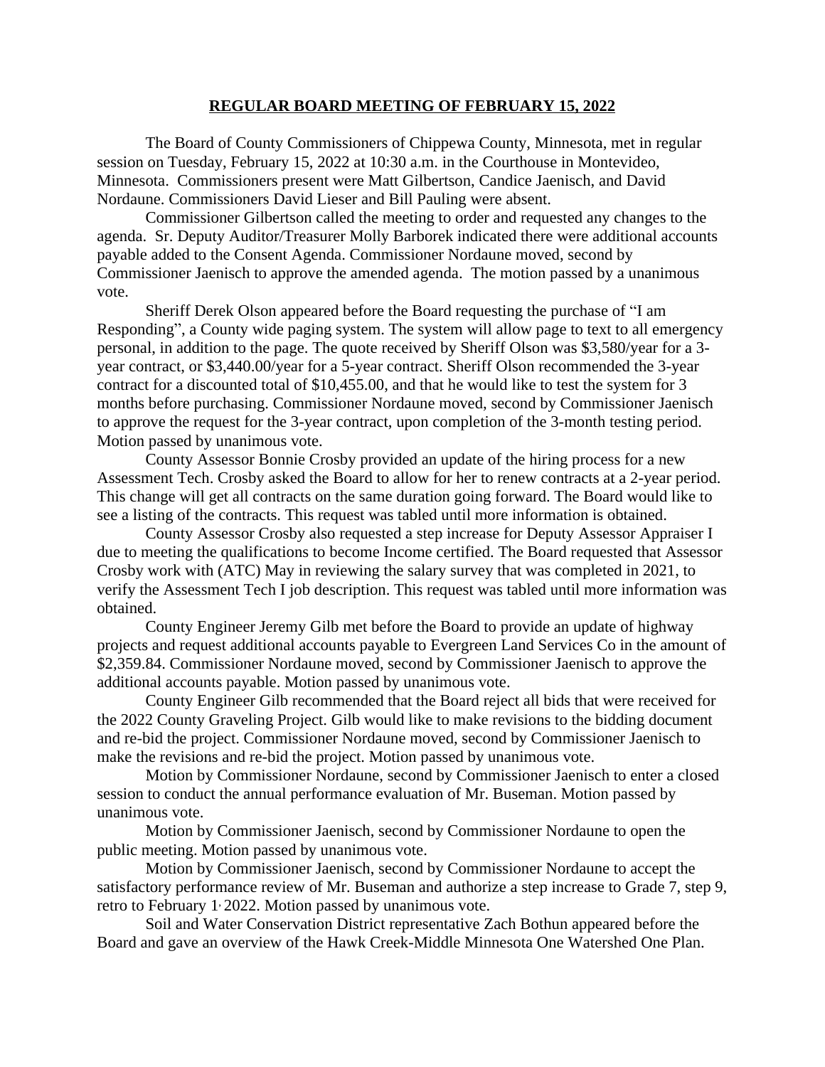**REGULAR BOARD MEETING OF FEBRUARY 15, 2022**

The Board of County Commissioners of Chippewa County, Minnesota, met in regular session on Tuesday, February 15, 2022 at 10:30 a.m. in the Courthouse in Montevideo, Minnesota. Commissioners present were Matt Gilbertson, Candice Jaenisch, and David Nordaune. Commissioners David Lieser and Bill Pauling were absent.

Commissioner Gilbertson called the meeting to order and requested any changes to the agenda. Sr. Deputy Auditor/Treasurer Molly Barborek indicated there were additional accounts payable added to the Consent Agenda. Commissioner Nordaune moved, second by Commissioner Jaenisch to approve the amended agenda. The motion passed by a unanimous vote.

Sheriff Derek Olson appeared before the Board requesting the purchase of "I am Responding", a County wide paging system. The system will allow page to text to all emergency personal, in addition to the page. The quote received by Sheriff Olson was $3,580/year for a 3-year contract, or $3,440.00/year for a 5-year contract. Sheriff Olson recommended the 3-year contract for a discounted total of $10,455.00, and that he would like to test the system for 3 months before purchasing. Commissioner Nordaune moved, second by Commissioner Jaenisch to approve the request for the 3-year contract, upon completion of the 3-month testing period. Motion passed by unanimous vote.

County Assessor Bonnie Crosby provided an update of the hiring process for a new Assessment Tech. Crosby asked the Board to allow for her to renew contracts at a 2-year period. This change will get all contracts on the same duration going forward. The Board would like to see a listing of the contracts. This request was tabled until more information is obtained.

County Assessor Crosby also requested a step increase for Deputy Assessor Appraiser I due to meeting the qualifications to become Income certified. The Board requested that Assessor Crosby work with (ATC) May in reviewing the salary survey that was completed in 2021, to verify the Assessment Tech I job description. This request was tabled until more information was obtained.

County Engineer Jeremy Gilb met before the Board to provide an update of highway projects and request additional accounts payable to Evergreen Land Services Co in the amount of $2,359.84. Commissioner Nordaune moved, second by Commissioner Jaenisch to approve the additional accounts payable. Motion passed by unanimous vote.

County Engineer Gilb recommended that the Board reject all bids that were received for the 2022 County Graveling Project. Gilb would like to make revisions to the bidding document and re-bid the project. Commissioner Nordaune moved, second by Commissioner Jaenisch to make the revisions and re-bid the project. Motion passed by unanimous vote.

Motion by Commissioner Nordaune, second by Commissioner Jaenisch to enter a closed session to conduct the annual performance evaluation of Mr. Buseman. Motion passed by unanimous vote.

Motion by Commissioner Jaenisch, second by Commissioner Nordaune to open the public meeting. Motion passed by unanimous vote.

Motion by Commissioner Jaenisch, second by Commissioner Nordaune to accept the satisfactory performance review of Mr. Buseman and authorize a step increase to Grade 7, step 9, retro to February 1, 2022. Motion passed by unanimous vote.

Soil and Water Conservation District representative Zach Bothun appeared before the Board and gave an overview of the Hawk Creek-Middle Minnesota One Watershed One Plan.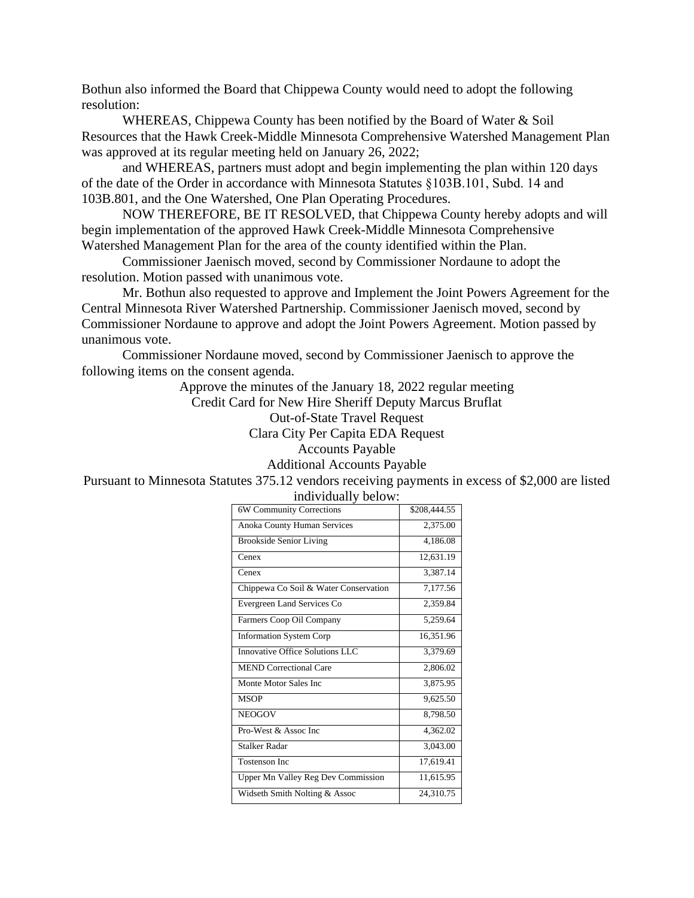Bothun also informed the Board that Chippewa County would need to adopt the following resolution:

WHEREAS, Chippewa County has been notified by the Board of Water & Soil Resources that the Hawk Creek-Middle Minnesota Comprehensive Watershed Management Plan was approved at its regular meeting held on January 26, 2022;

and WHEREAS, partners must adopt and begin implementing the plan within 120 days of the date of the Order in accordance with Minnesota Statutes §103B.101, Subd. 14 and 103B.801, and the One Watershed, One Plan Operating Procedures.

NOW THEREFORE, BE IT RESOLVED, that Chippewa County hereby adopts and will begin implementation of the approved Hawk Creek-Middle Minnesota Comprehensive Watershed Management Plan for the area of the county identified within the Plan.

Commissioner Jaenisch moved, second by Commissioner Nordaune to adopt the resolution. Motion passed with unanimous vote.

Mr. Bothun also requested to approve and Implement the Joint Powers Agreement for the Central Minnesota River Watershed Partnership. Commissioner Jaenisch moved, second by Commissioner Nordaune to approve and adopt the Joint Powers Agreement. Motion passed by unanimous vote.

Commissioner Nordaune moved, second by Commissioner Jaenisch to approve the following items on the consent agenda.

Approve the minutes of the January 18, 2022 regular meeting
Credit Card for New Hire Sheriff Deputy Marcus Bruflat
Out-of-State Travel Request
Clara City Per Capita EDA Request
Accounts Payable
Additional Accounts Payable

Pursuant to Minnesota Statutes 375.12 vendors receiving payments in excess of $2,000 are listed individually below:

| Vendor | Amount |
|---|---|
| 6W Community Corrections | $208,444.55 |
| Anoka County Human Services | 2,375.00 |
| Brookside Senior Living | 4,186.08 |
| Cenex | 12,631.19 |
| Cenex | 3,387.14 |
| Chippewa Co Soil & Water Conservation | 7,177.56 |
| Evergreen Land Services Co | 2,359.84 |
| Farmers Coop Oil Company | 5,259.64 |
| Information System Corp | 16,351.96 |
| Innovative Office Solutions LLC | 3,379.69 |
| MEND Correctional Care | 2,806.02 |
| Monte Motor Sales Inc | 3,875.95 |
| MSOP | 9,625.50 |
| NEOGOV | 8,798.50 |
| Pro-West & Assoc Inc | 4,362.02 |
| Stalker Radar | 3,043.00 |
| Tostenson Inc | 17,619.41 |
| Upper Mn Valley Reg Dev Commission | 11,615.95 |
| Widseth Smith Nolting & Assoc | 24,310.75 |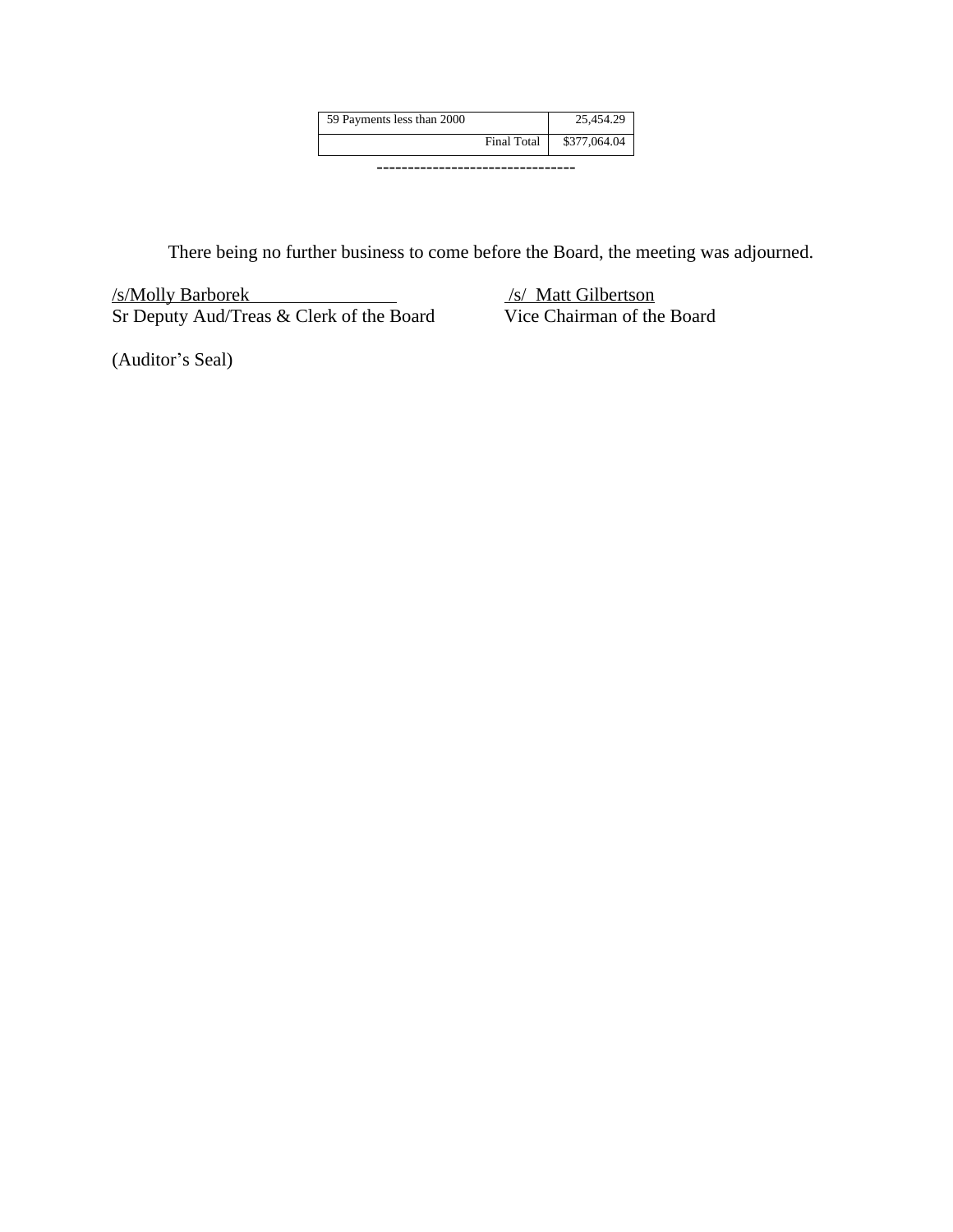| | |
|---|---|
| 59 Payments less than 2000 | 25,454.29 |
| Final Total | $377,064.04 |

-------------------------------

There being no further business to come before the Board, the meeting was adjourned.

/s/Molly Barborek
Sr Deputy Aud/Treas & Clerk of the Board

/s/ Matt Gilbertson
Vice Chairman of the Board

(Auditor's Seal)